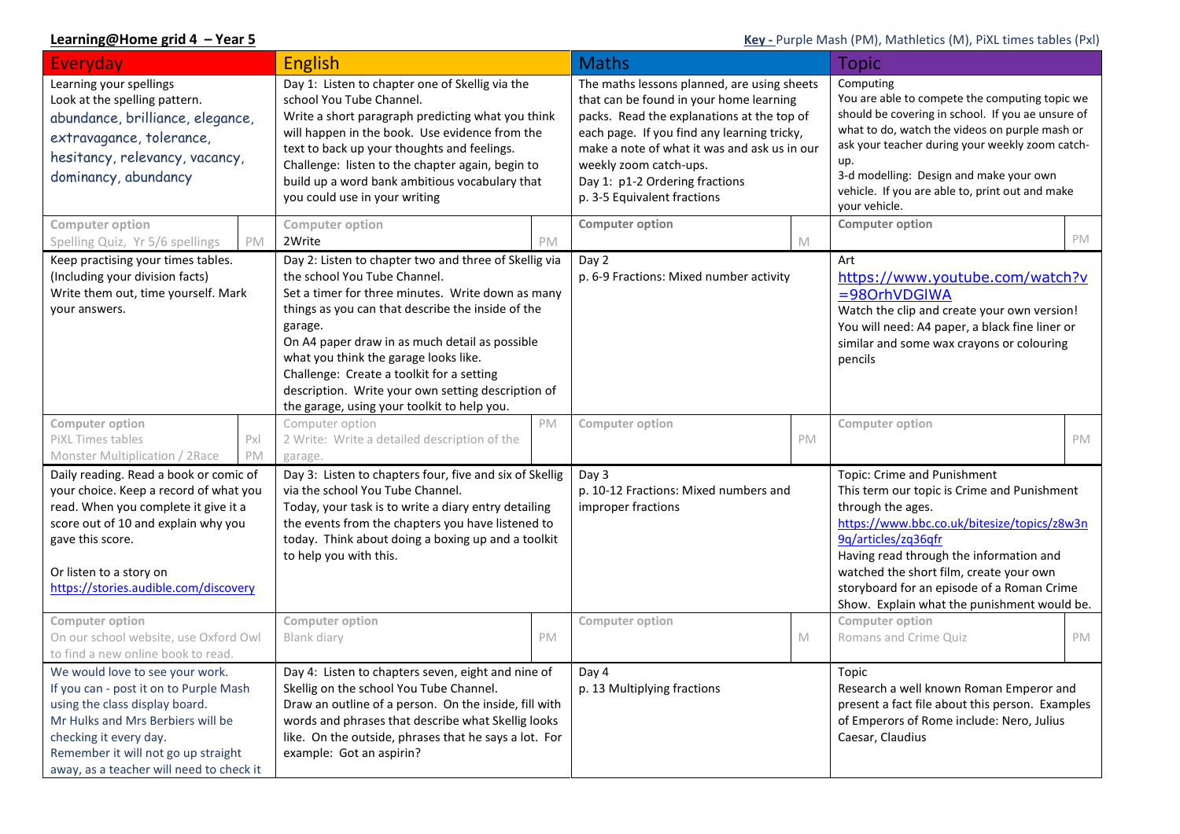**Learning@Home grid 4 – Year 5**

**Key -** Purple Mash (PM), Mathletics (M), PiXL times tables (Pxl)

| Everyday | | English | | Maths | | Topic | |
|---|---|---|---|---|---|---|---|
| Learning your spellings<br>Look at the spelling pattern.<br>abundance, brilliance, elegance, extravagance, tolerance, hesitancy, relevancy, vacancy, dominancy, abundancy | | Day 1: Listen to chapter one of Skellig via the school You Tube Channel.<br>Write a short paragraph predicting what you think will happen in the book. Use evidence from the text to back up your thoughts and feelings.<br>Challenge: listen to the chapter again, begin to build up a word bank ambitious vocabulary that you could use in your writing | | The maths lessons planned, are using sheets that can be found in your home learning packs. Read the explanations at the top of each page. If you find any learning tricky, make a note of what it was and ask us in our weekly zoom catch-ups.<br>Day 1: p1-2 Ordering fractions<br>p. 3-5 Equivalent fractions | | Computing<br>You are able to compete the computing topic we should be covering in school. If you ae unsure of what to do, watch the videos on purple mash or ask your teacher during your weekly zoom catch-up.<br>3-d modelling: Design and make your own vehicle. If you are able to, print out and make your vehicle. | |
| Computer option<br>Spelling Quiz, Yr 5/6 spellings | PM | Computer option<br>2Write | PM | Computer option | M | Computer option | PM |
| Keep practising your times tables. (Including your division facts)<br>Write them out, time yourself. Mark your answers. | | Day 2: Listen to chapter two and three of Skellig via the school You Tube Channel.<br>Set a timer for three minutes. Write down as many things as you can that describe the inside of the garage.<br>On A4 paper draw in as much detail as possible what you think the garage looks like.<br>Challenge: Create a toolkit for a setting description. Write your own setting description of the garage, using your toolkit to help you. | | Day 2<br>p. 6-9 Fractions: Mixed number activity | | Art<br>https://www.youtube.com/watch?v=98OrhVDGlWA<br>Watch the clip and create your own version! You will need: A4 paper, a black fine liner or similar and some wax crayons or colouring pencils | |
| Computer option<br>PiXL Times tables<br>Monster Multiplication / 2Race | Pxl<br>PM | Computer option<br>2 Write: Write a detailed description of the garage. | PM | Computer option | PM | Computer option | PM |
| Daily reading. Read a book or comic of your choice. Keep a record of what you read. When you complete it give it a score out of 10 and explain why you gave this score.<br><br>Or listen to a story on https://stories.audible.com/discovery | | Day 3: Listen to chapters four, five and six of Skellig via the school You Tube Channel.<br>Today, your task is to write a diary entry detailing the events from the chapters you have listened to today. Think about doing a boxing up and a toolkit to help you with this. | | Day 3<br>p. 10-12 Fractions: Mixed numbers and improper fractions | | Topic: Crime and Punishment<br>This term our topic is Crime and Punishment through the ages.<br>https://www.bbc.co.uk/bitesize/topics/z8w3n9q/articles/zq36qfr<br>Having read through the information and watched the short film, create your own storyboard for an episode of a Roman Crime Show. Explain what the punishment would be. | |
| Computer option<br>On our school website, use Oxford Owl to find a new online book to read. | | Computer option<br>Blank diary | PM | Computer option | M | Computer option<br>Romans and Crime Quiz | PM |
| We would love to see your work.<br>If you can - post it on to Purple Mash using the class display board.<br>Mr Hulks and Mrs Berbiers will be checking it every day.<br>Remember it will not go up straight away, as a teacher will need to check it | | Day 4: Listen to chapters seven, eight and nine of Skellig on the school You Tube Channel.<br>Draw an outline of a person. On the inside, fill with words and phrases that describe what Skellig looks like. On the outside, phrases that he says a lot. For example: Got an aspirin? | | Day 4<br>p. 13 Multiplying fractions | | Topic<br>Research a well known Roman Emperor and present a fact file about this person. Examples of Emperors of Rome include: Nero, Julius Caesar, Claudius | |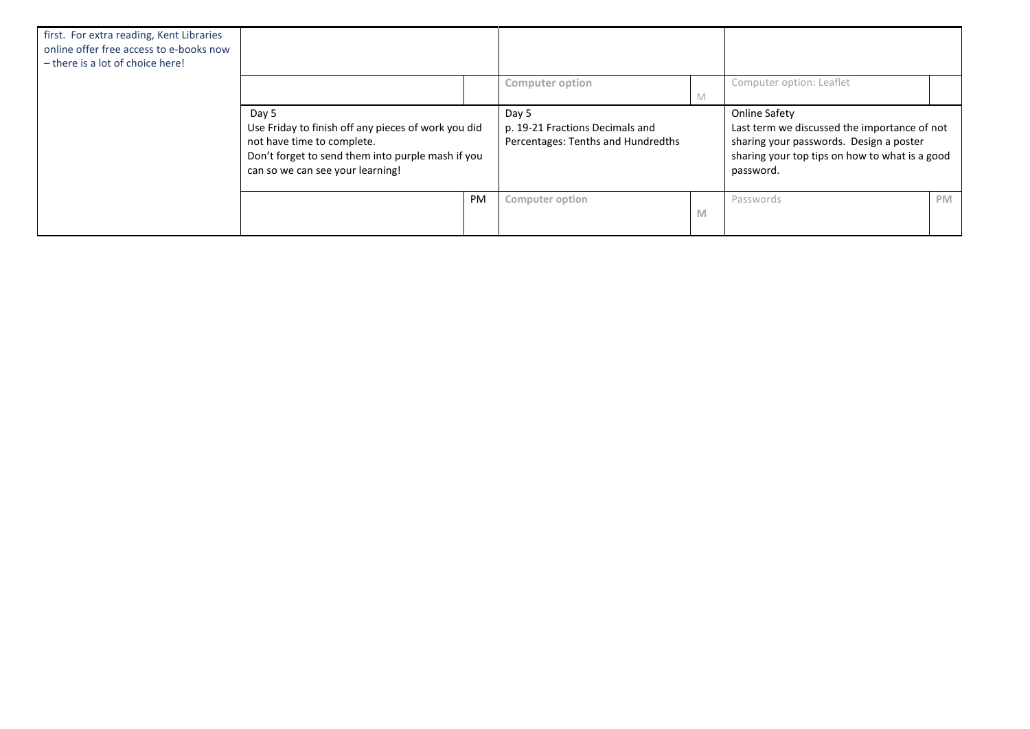| | | | | | | |
|---|---|---|---|---|---|---|
| first. For extra reading, Kent Libraries online offer free access to e-books now – there is a lot of choice here! | | | | | | |
| | | | Computer option | M | Computer option: Leaflet | |
| | Day 5<br>Use Friday to finish off any pieces of work you did not have time to complete.<br>Don't forget to send them into purple mash if you can so we can see your learning! | | Day 5<br>p. 19-21 Fractions Decimals and Percentages: Tenths and Hundredths | | Online Safety<br>Last term we discussed the importance of not sharing your passwords. Design a poster sharing your top tips on how to what is a good password. | |
| | | PM | Computer option | M | Passwords | PM |